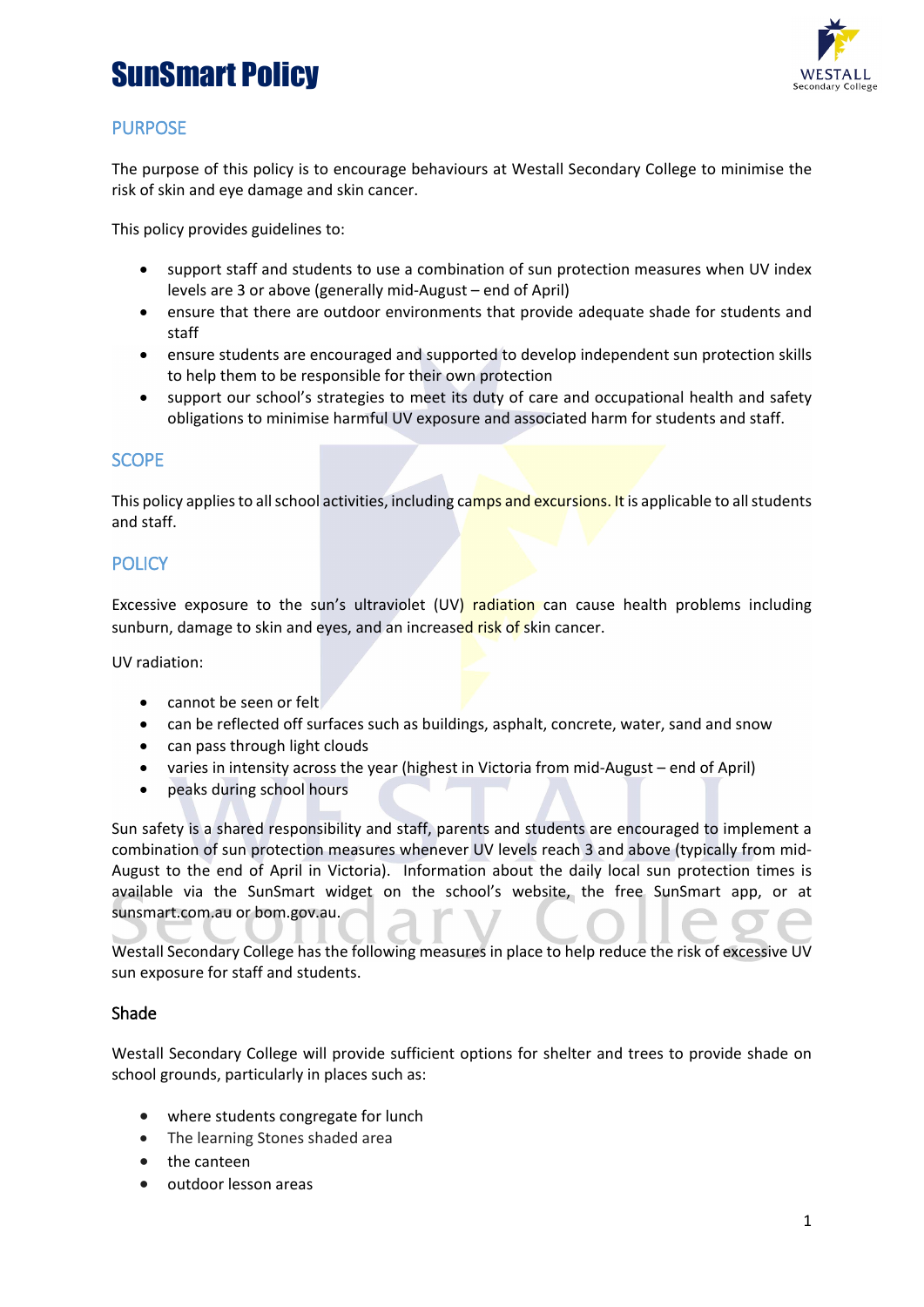# SunSmart Policy

## PURPOSE

The purpose of this policy is to encourage behaviours at Westall Secondary College to minimise the risk of skin and eye damage and skin cancer.

This policy provides guidelines to:

- support staff and students to use a combination of sun protection measures when UV index levels are 3 or above (generally mid-August – end of April)
- ensure that there are outdoor environments that provide adequate shade for students and staff
- ensure students are encouraged and supported to develop independent sun protection skills to help them to be responsible for their own protection
- support our school's strategies to meet its duty of care and occupational health and safety obligations to minimise harmful UV exposure and associated harm for students and staff.

## SCOPE

This policy applies to all school activities, including camps and excursions. It is applicable to all students and staff.

## POLICY

Excessive exposure to the sun's ultraviolet (UV) radiation can cause health problems including sunburn, damage to skin and eyes, and an increased risk of skin cancer.

UV radiation:

- cannot be seen or felt
- can be reflected off surfaces such as buildings, asphalt, concrete, water, sand and snow
- can pass through light clouds
- varies in intensity across the year (highest in Victoria from mid-August – end of April)
- peaks during school hours

Sun safety is a shared responsibility and staff, parents and students are encouraged to implement a combination of sun protection measures whenever UV levels reach 3 and above (typically from mid-August to the end of April in Victoria). Information about the daily local sun protection times is available via the SunSmart widget on the school's website, the free SunSmart app, or at sunsmart.com.au or bom.gov.au.

Westall Secondary College has the following measures in place to help reduce the risk of excessive UV sun exposure for staff and students.

### Shade

Westall Secondary College will provide sufficient options for shelter and trees to provide shade on school grounds, particularly in places such as:

- where students congregate for lunch
- The learning Stones shaded area
- the canteen
- outdoor lesson areas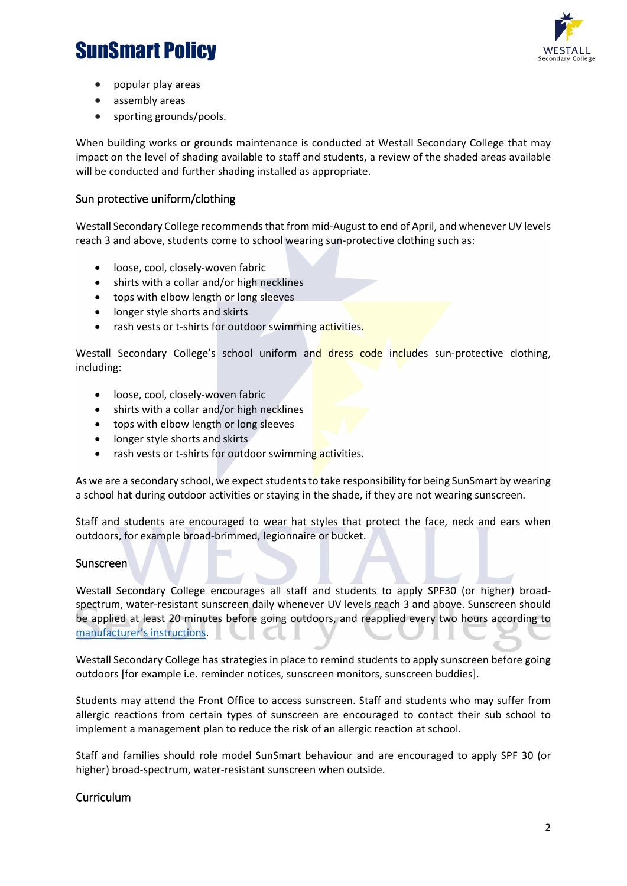- popular play areas
- assembly areas
- sporting grounds/pools.

When building works or grounds maintenance is conducted at Westall Secondary College that may impact on the level of shading available to staff and students, a review of the shaded areas available will be conducted and further shading installed as appropriate.

## Sun protective uniform/clothing

Westall Secondary College recommends that from mid-August to end of April, and whenever UV levels reach 3 and above, students come to school wearing sun-protective clothing such as:

- loose, cool, closely-woven fabric
- shirts with a collar and/or high necklines
- tops with elbow length or long sleeves
- longer style shorts and skirts
- rash vests or t-shirts for outdoor swimming activities.

Westall Secondary College's school uniform and dress code includes sun-protective clothing, including:

- loose, cool, closely-woven fabric
- shirts with a collar and/or high necklines
- tops with elbow length or long sleeves
- longer style shorts and skirts
- rash vests or t-shirts for outdoor swimming activities.

As we are a secondary school, we expect students to take responsibility for being SunSmart by wearing a school hat during outdoor activities or staying in the shade, if they are not wearing sunscreen.

Staff and students are encouraged to wear hat styles that protect the face, neck and ears when outdoors, for example broad-brimmed, legionnaire or bucket.

## Sunscreen

Westall Secondary College encourages all staff and students to apply SPF30 (or higher) broad-spectrum, water-resistant sunscreen daily whenever UV levels reach 3 and above. Sunscreen should be applied at least 20 minutes before going outdoors, and reapplied every two hours according to [manufacturer's instructions](manufacturer's instructions).

Westall Secondary College has strategies in place to remind students to apply sunscreen before going outdoors [for example i.e. reminder notices, sunscreen monitors, sunscreen buddies].

Students may attend the Front Office to access sunscreen. Staff and students who may suffer from allergic reactions from certain types of sunscreen are encouraged to contact their sub school to implement a management plan to reduce the risk of an allergic reaction at school.

Staff and families should role model SunSmart behaviour and are encouraged to apply SPF 30 (or higher) broad-spectrum, water-resistant sunscreen when outside.

## Curriculum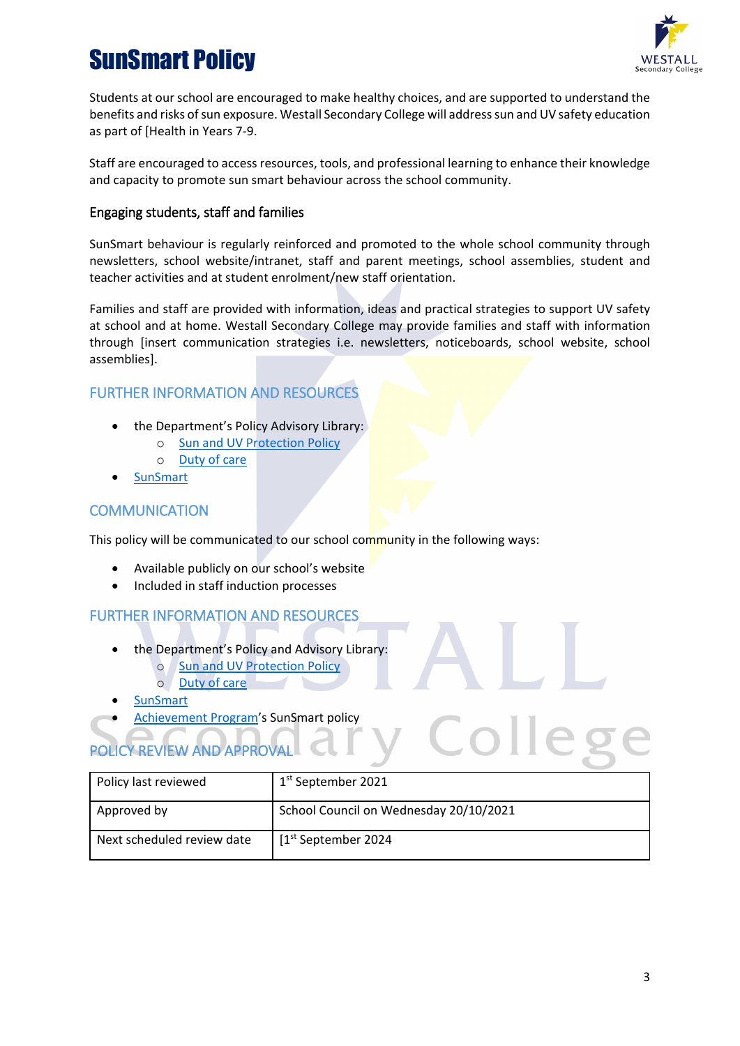# SunSmart Policy

Students at our school are encouraged to make healthy choices, and are supported to understand the benefits and risks of sun exposure. Westall Secondary College will address sun and UV safety education as part of [Health in Years 7-9.

Staff are encouraged to access resources, tools, and professional learning to enhance their knowledge and capacity to promote sun smart behaviour across the school community.

### Engaging students, staff and families

SunSmart behaviour is regularly reinforced and promoted to the whole school community through newsletters, school website/intranet, staff and parent meetings, school assemblies, student and teacher activities and at student enrolment/new staff orientation.

Families and staff are provided with information, ideas and practical strategies to support UV safety at school and at home. Westall Secondary College may provide families and staff with information through [insert communication strategies i.e. newsletters, noticeboards, school website, school assemblies].

## FURTHER INFORMATION AND RESOURCES

- the Department's Policy Advisory Library:
  - Sun and UV Protection Policy
  - Duty of care
- SunSmart

## COMMUNICATION

This policy will be communicated to our school community in the following ways:

- Available publicly on our school's website
- Included in staff induction processes

## FURTHER INFORMATION AND RESOURCES

- the Department's Policy and Advisory Library:
  - Sun and UV Protection Policy
  - Duty of care
- SunSmart
- Achievement Program's SunSmart policy

## POLICY REVIEW AND APPROVAL

| | |
|---|---|
| Policy last reviewed | 1st September 2021 |
| Approved by | School Council on Wednesday 20/10/2021 |
| Next scheduled review date | [1st September 2024 |